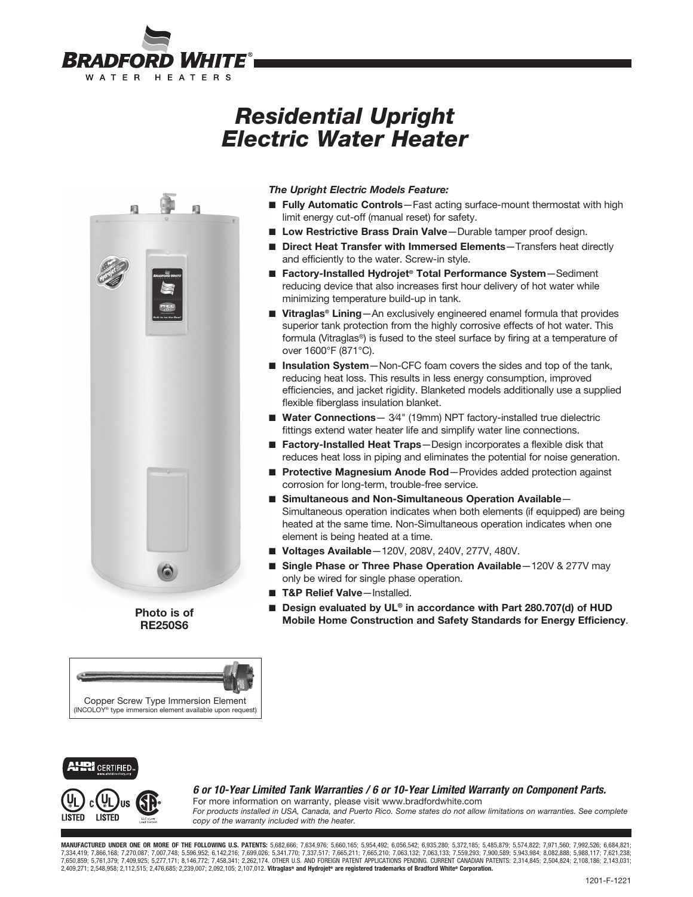# Residential Upright Electric Water Heater

Photo is of RE250S6

***The Upright Electric Models Feature:***

- **Fully Automatic Controls**—Fast acting surface-mount thermostat with high limit energy cut-off (manual reset) for safety.
- **Low Restrictive Brass Drain Valve**—Durable tamper proof design.
- **Direct Heat Transfer with Immersed Elements**—Transfers heat directly and efficiently to the water. Screw-in style.
- **Factory-Installed Hydrojet® Total Performance System**—Sediment reducing device that also increases first hour delivery of hot water while minimizing temperature build-up in tank.
- **Vitraglas® Lining**—An exclusively engineered enamel formula that provides superior tank protection from the highly corrosive effects of hot water. This formula (Vitraglas®) is fused to the steel surface by firing at a temperature of over 1600°F (871°C).
- **Insulation System**—Non-CFC foam covers the sides and top of the tank, reducing heat loss. This results in less energy consumption, improved efficiencies, and jacket rigidity. Blanketed models additionally use a supplied flexible fiberglass insulation blanket.
- **Water Connections**— 3⁄4" (19mm) NPT factory-installed true dielectric fittings extend water heater life and simplify water line connections.
- **Factory-Installed Heat Traps**—Design incorporates a flexible disk that reduces heat loss in piping and eliminates the potential for noise generation.
- **Protective Magnesium Anode Rod**—Provides added protection against corrosion for long-term, trouble-free service.
- **Simultaneous and Non-Simultaneous Operation Available**—Simultaneous operation indicates when both elements (if equipped) are being heated at the same time. Non-Simultaneous operation indicates when one element is being heated at a time.
- **Voltages Available**—120V, 208V, 240V, 277V, 480V.
- **Single Phase or Three Phase Operation Available**—120V & 277V may only be wired for single phase operation.
- **T&P Relief Valve**—Installed.
- **Design evaluated by UL® in accordance with Part 280.707(d) of HUD Mobile Home Construction and Safety Standards for Energy Efficiency**.

Copper Screw Type Immersion Element
(INCOLOY® type immersion element available upon request)

***6 or 10-Year Limited Tank Warranties / 6 or 10-Year Limited Warranty on Component Parts.***

For more information on warranty, please visit www.bradfordwhite.com

*For products installed in USA, Canada, and Puerto Rico. Some states do not allow limitations on warranties. See complete copy of the warranty included with the heater.*

**MANUFACTURED UNDER ONE OR MORE OF THE FOLLOWING U.S. PATENTS:** 5,682,666; 7,634,976; 5,660,165; 5,954,492; 6,056,542; 6,935,280; 5,372,185; 5,485,879; 5,574,822; 7,971,560; 7,992,526; 6,684,821; 7,334,419; 7,866,168; 7,270,087; 7,007,748; 5,596,952; 6,142,216; 7,699,026; 5,341,770; 7,337,517; 7,665,211; 7,665,210; 7,063,132; 7,063,133; 7,559,293; 7,900,589; 5,943,984; 8,082,888; 5,988,117; 7,621,238; 7,650,859; 5,761,379; 7,409,925; 5,277,171; 8,146,772; 7,458,341; 2,262,174. OTHER U.S. AND FOREIGN PATENT APPLICATIONS PENDING. CURRENT CANADIAN PATENTS: 2,314,845; 2,504,824; 2,108,186; 2,143,031; 2,409,271; 2,548,958; 2,112,515; 2,476,685; 2,239,007; 2,092,105; 2,107,012. **Vitraglas® and Hydrojet® are registered trademarks of Bradford White® Corporation.**

1201-F-1221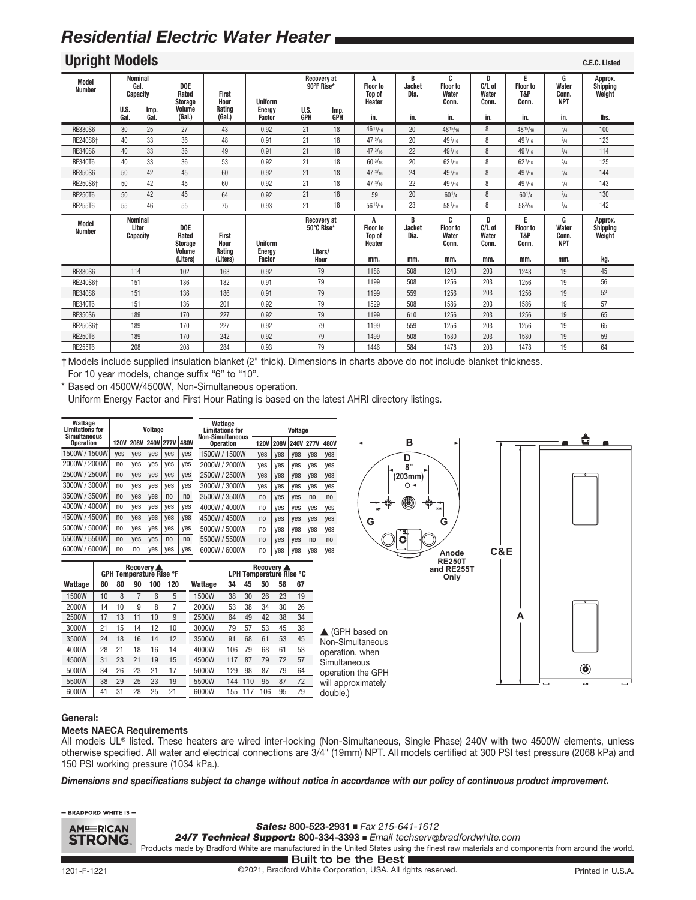# Residential Electric Water Heater

## Upright Models

**C.E.C. Listed**

| Model Number | Nominal Gal. Capacity U.S. Gal. | Nominal Gal. Capacity Imp. Gal. | DOE Rated Storage Volume (Gal.) | First Hour Rating (Gal.) | Uniform Energy Factor | Recovery at 90°F Rise* U.S. GPH | Recovery at 90°F Rise* Imp. GPH | A Floor to Top of Heater in. | B Jacket Dia. in. | C Floor to Water Conn. in. | D C/L of Water Conn. in. | E Floor to T&P Conn. in. | G Water Conn. NPT in. | Approx. Shipping Weight lbs. |
|---|---|---|---|---|---|---|---|---|---|---|---|---|---|---|
| RE330S6 | 30 | 25 | 27 | 43 | 0.92 | 21 | 18 | 46 11/16 | 20 | 48 15/16 | 8 | 48 15/16 | 3/4 | 100 |
| RE240S6† | 40 | 33 | 36 | 48 | 0.91 | 21 | 18 | 47 3/16 | 20 | 49 7/16 | 8 | 49 7/16 | 3/4 | 123 |
| RE340S6 | 40 | 33 | 36 | 49 | 0.91 | 21 | 18 | 47 3/16 | 22 | 49 7/16 | 8 | 49 7/16 | 3/4 | 114 |
| RE340T6 | 40 | 33 | 36 | 53 | 0.92 | 21 | 18 | 60 3/16 | 20 | 62 7/16 | 8 | 62 7/16 | 3/4 | 125 |
| RE350S6 | 50 | 42 | 45 | 60 | 0.92 | 21 | 18 | 47 3/16 | 24 | 49 7/16 | 8 | 49 7/16 | 3/4 | 144 |
| RE250S6† | 50 | 42 | 45 | 60 | 0.92 | 21 | 18 | 47 3/16 | 22 | 49 7/16 | 8 | 49 7/16 | 3/4 | 143 |
| RE250T6 | 50 | 42 | 45 | 64 | 0.92 | 21 | 18 | 59 | 20 | 60 1/4 | 8 | 60 1/4 | 3/4 | 130 |
| RE255T6 | 55 | 46 | 55 | 75 | 0.93 | 21 | 18 | 56 15/16 | 23 | 58 3/16 | 8 | 58 3/16 | 3/4 | 142 |

| Model Number | Nominal Liter Capacity | DOE Rated Storage Volume (Liters) | First Hour Rating (Liters) | Uniform Energy Factor | Recovery at 50°C Rise* Liters/Hour | A Floor to Top of Heater mm. | B Jacket Dia. mm. | C Floor to Water Conn. mm. | D C/L of Water Conn. mm. | E Floor to T&P Conn. mm. | G Water Conn. NPT mm. | Approx. Shipping Weight kg. |
|---|---|---|---|---|---|---|---|---|---|---|---|---|
| RE330S6 | 114 | 102 | 163 | 0.92 | 79 | 1186 | 508 | 1243 | 203 | 1243 | 19 | 45 |
| RE240S6† | 151 | 136 | 182 | 0.91 | 79 | 1199 | 508 | 1256 | 203 | 1256 | 19 | 56 |
| RE340S6 | 151 | 136 | 186 | 0.91 | 79 | 1199 | 559 | 1256 | 203 | 1256 | 19 | 52 |
| RE340T6 | 151 | 136 | 201 | 0.92 | 79 | 1529 | 508 | 1586 | 203 | 1586 | 19 | 57 |
| RE350S6 | 189 | 170 | 227 | 0.92 | 79 | 1199 | 610 | 1256 | 203 | 1256 | 19 | 65 |
| RE250S6† | 189 | 170 | 227 | 0.92 | 79 | 1199 | 559 | 1256 | 203 | 1256 | 19 | 65 |
| RE250T6 | 189 | 170 | 242 | 0.92 | 79 | 1499 | 508 | 1530 | 203 | 1530 | 19 | 59 |
| RE255T6 | 208 | 208 | 284 | 0.93 | 79 | 1446 | 584 | 1478 | 203 | 1478 | 19 | 64 |

† Models include supplied insulation blanket (2" thick). Dimensions in charts above do not include blanket thickness.
For 10 year models, change suffix "6" to "10".

\* Based on 4500W/4500W, Non-Simultaneous operation.
Uniform Energy Factor and First Hour Rating is based on the latest AHRI directory listings.

| Wattage Limitations for Simultaneous Operation | Voltage 120V | 208V | 240V | 277V | 480V |
|---|---|---|---|---|---|
| 1500W / 1500W | yes | yes | yes | yes | yes |
| 2000W / 2000W | no | yes | yes | yes | yes |
| 2500W / 2500W | no | yes | yes | yes | yes |
| 3000W / 3000W | no | yes | yes | yes | yes |
| 3500W / 3500W | no | yes | yes | no | no |
| 4000W / 4000W | no | yes | yes | yes | yes |
| 4500W / 4500W | no | yes | yes | yes | yes |
| 5000W / 5000W | no | yes | yes | yes | yes |
| 5500W / 5500W | no | yes | yes | no | no |
| 6000W / 6000W | no | no | yes | yes | yes |

| Wattage Limitations for Non-Simultaneous Operation | Voltage 120V | 208V | 240V | 277V | 480V |
|---|---|---|---|---|---|
| 1500W / 1500W | yes | yes | yes | yes | yes |
| 2000W / 2000W | yes | yes | yes | yes | yes |
| 2500W / 2500W | yes | yes | yes | yes | yes |
| 3000W / 3000W | yes | yes | yes | yes | yes |
| 3500W / 3500W | no | yes | yes | no | no |
| 4000W / 4000W | no | yes | yes | yes | yes |
| 4500W / 4500W | no | yes | yes | yes | yes |
| 5000W / 5000W | no | yes | yes | yes | yes |
| 5500W / 5500W | no | yes | yes | no | no |
| 6000W / 6000W | no | yes | yes | yes | yes |

| Wattage | Recovery ▲ GPH Temperature Rise °F 60 | 80 | 90 | 100 | 120 |
|---|---|---|---|---|---|
| 1500W | 10 | 8 | 7 | 6 | 5 |
| 2000W | 14 | 10 | 9 | 8 | 7 |
| 2500W | 17 | 13 | 11 | 10 | 9 |
| 3000W | 21 | 15 | 14 | 12 | 10 |
| 3500W | 24 | 18 | 16 | 14 | 12 |
| 4000W | 28 | 21 | 18 | 16 | 14 |
| 4500W | 31 | 23 | 21 | 19 | 15 |
| 5000W | 34 | 26 | 23 | 21 | 17 |
| 5500W | 38 | 29 | 25 | 23 | 19 |
| 6000W | 41 | 31 | 28 | 25 | 21 |

| Wattage | Recovery ▲ LPH Temperature Rise °C 34 | 45 | 50 | 56 | 67 |
|---|---|---|---|---|---|
| 1500W | 38 | 30 | 26 | 23 | 19 |
| 2000W | 53 | 38 | 34 | 30 | 26 |
| 2500W | 64 | 49 | 42 | 38 | 34 |
| 3000W | 79 | 57 | 53 | 45 | 38 |
| 3500W | 91 | 68 | 61 | 53 | 45 |
| 4000W | 106 | 79 | 68 | 61 | 53 |
| 4500W | 117 | 87 | 79 | 72 | 57 |
| 5000W | 129 | 98 | 87 | 79 | 64 |
| 5500W | 144 | 110 | 95 | 87 | 72 |
| 6000W | 155 | 117 | 106 | 95 | 79 |

▲ (GPH based on Non-Simultaneous operation, when Simultaneous operation the GPH will approximately double.)

B
D
8" (203mm)
G
G
Anode RE250T and RE255T Only
C&E
A

## General:

### Meets NAECA Requirements

All models UL® listed. These heaters are wired inter-locking (Non-Simultaneous, Single Phase) 240V with two 4500W elements, unless otherwise specified. All water and electrical connections are 3/4" (19mm) NPT. All models certified at 300 PSI test pressure (2068 kPa) and 150 PSI working pressure (1034 kPa.).

*Dimensions and specifications subject to change without notice in accordance with our policy of continuous product improvement.*

— BRADFORD WHITE IS — AMERICAN STRONG.

***Sales:* 800-523-2931** ■ *Fax 215-641-1612*
***24/7 Technical Support:* 800-334-3393** ■ *Email techserv@bradfordwhite.com*
Products made by Bradford White are manufactured in the United States using the finest raw materials and components from around the world.
Built to be the Best

1201-F-1221 ©2021, Bradford White Corporation, USA. All rights reserved. Printed in U.S.A.